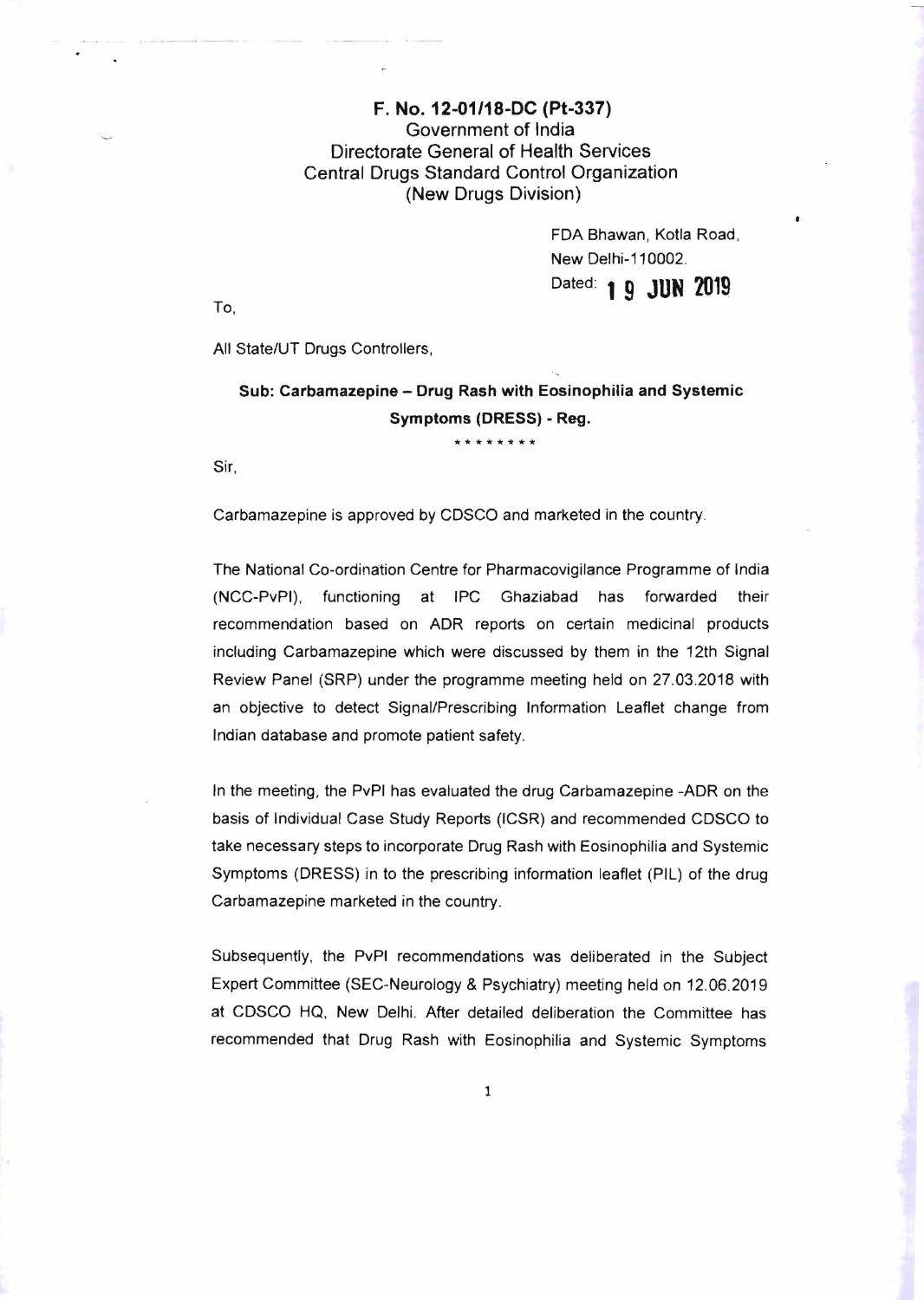**F. No. 12-01/18-DC (Pt-337)**
Government of India
Directorate General of Health Services
Central Drugs Standard Control Organization
(New Drugs Division)

FDA Bhawan, Kotla Road,
New Delhi-110002.
Dated: **19 JUN 2019**

To,

All State/UT Drugs Controllers,

**Sub: Carbamazepine – Drug Rash with Eosinophilia and Systemic Symptoms (DRESS) - Reg.**

\*\*\*\*\*\*\*\*

Sir,

Carbamazepine is approved by CDSCO and marketed in the country.

The National Co-ordination Centre for Pharmacovigilance Programme of India (NCC-PvPI), functioning at IPC Ghaziabad has forwarded their recommendation based on ADR reports on certain medicinal products including Carbamazepine which were discussed by them in the 12th Signal Review Panel (SRP) under the programme meeting held on 27.03.2018 with an objective to detect Signal/Prescribing Information Leaflet change from Indian database and promote patient safety.

In the meeting, the PvPI has evaluated the drug Carbamazepine -ADR on the basis of Individual Case Study Reports (ICSR) and recommended CDSCO to take necessary steps to incorporate Drug Rash with Eosinophilia and Systemic Symptoms (DRESS) in to the prescribing information leaflet (PIL) of the drug Carbamazepine marketed in the country.

Subsequently, the PvPI recommendations was deliberated in the Subject Expert Committee (SEC-Neurology & Psychiatry) meeting held on 12.06.2019 at CDSCO HQ, New Delhi. After detailed deliberation the Committee has recommended that Drug Rash with Eosinophilia and Systemic Symptoms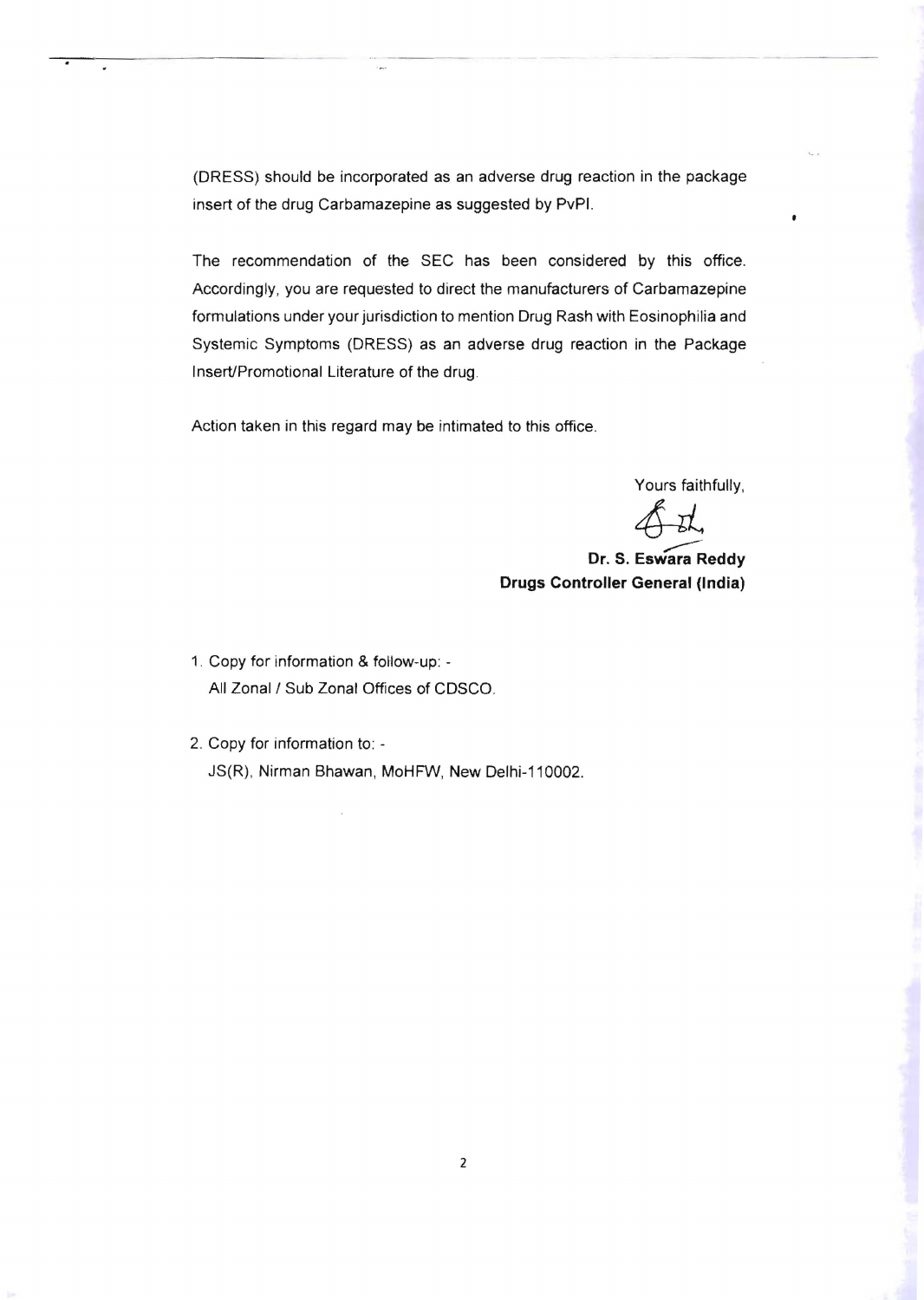(DRESS) should be incorporated as an adverse drug reaction in the package insert of the drug Carbamazepine as suggested by PvPI.

The recommendation of the SEC has been considered by this office. Accordingly, you are requested to direct the manufacturers of Carbamazepine formulations under your jurisdiction to mention Drug Rash with Eosinophilia and Systemic Symptoms (DRESS) as an adverse drug reaction in the Package Insert/Promotional Literature of the drug.

Action taken in this regard may be intimated to this office.

Yours faithfully,

**Dr. S. Eswara Reddy**
**Drugs Controller General (India)**

1. Copy for information & follow-up: -
   All Zonal / Sub Zonal Offices of CDSCO.

2. Copy for information to: -
   JS(R), Nirman Bhawan, MoHFW, New Delhi-110002.